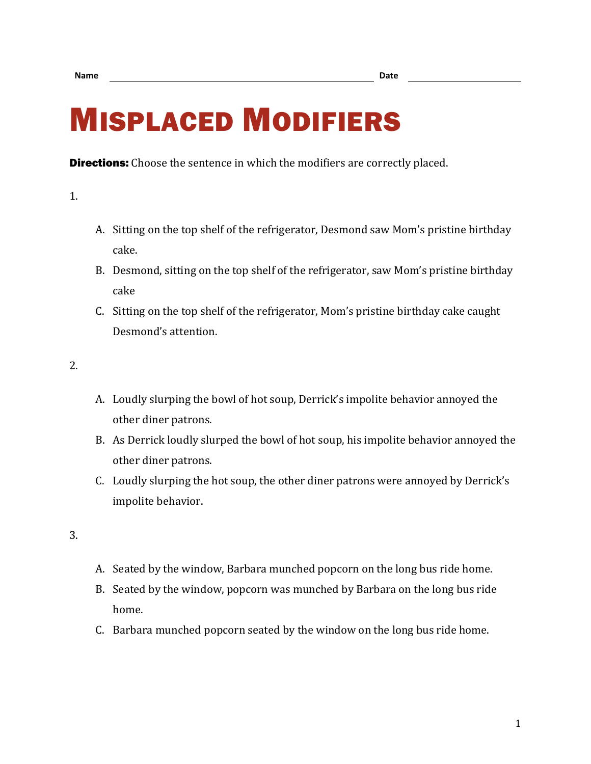Name ______________________________ Date ______________

# Misplaced Modifiers

**Directions:** Choose the sentence in which the modifiers are correctly placed.

1.

A. Sitting on the top shelf of the refrigerator, Desmond saw Mom's pristine birthday cake.
B. Desmond, sitting on the top shelf of the refrigerator, saw Mom's pristine birthday cake
C. Sitting on the top shelf of the refrigerator, Mom's pristine birthday cake caught Desmond's attention.

2.

A. Loudly slurping the bowl of hot soup, Derrick's impolite behavior annoyed the other diner patrons.
B. As Derrick loudly slurped the bowl of hot soup, his impolite behavior annoyed the other diner patrons.
C. Loudly slurping the hot soup, the other diner patrons were annoyed by Derrick's impolite behavior.

3.

A. Seated by the window, Barbara munched popcorn on the long bus ride home.
B. Seated by the window, popcorn was munched by Barbara on the long bus ride home.
C. Barbara munched popcorn seated by the window on the long bus ride home.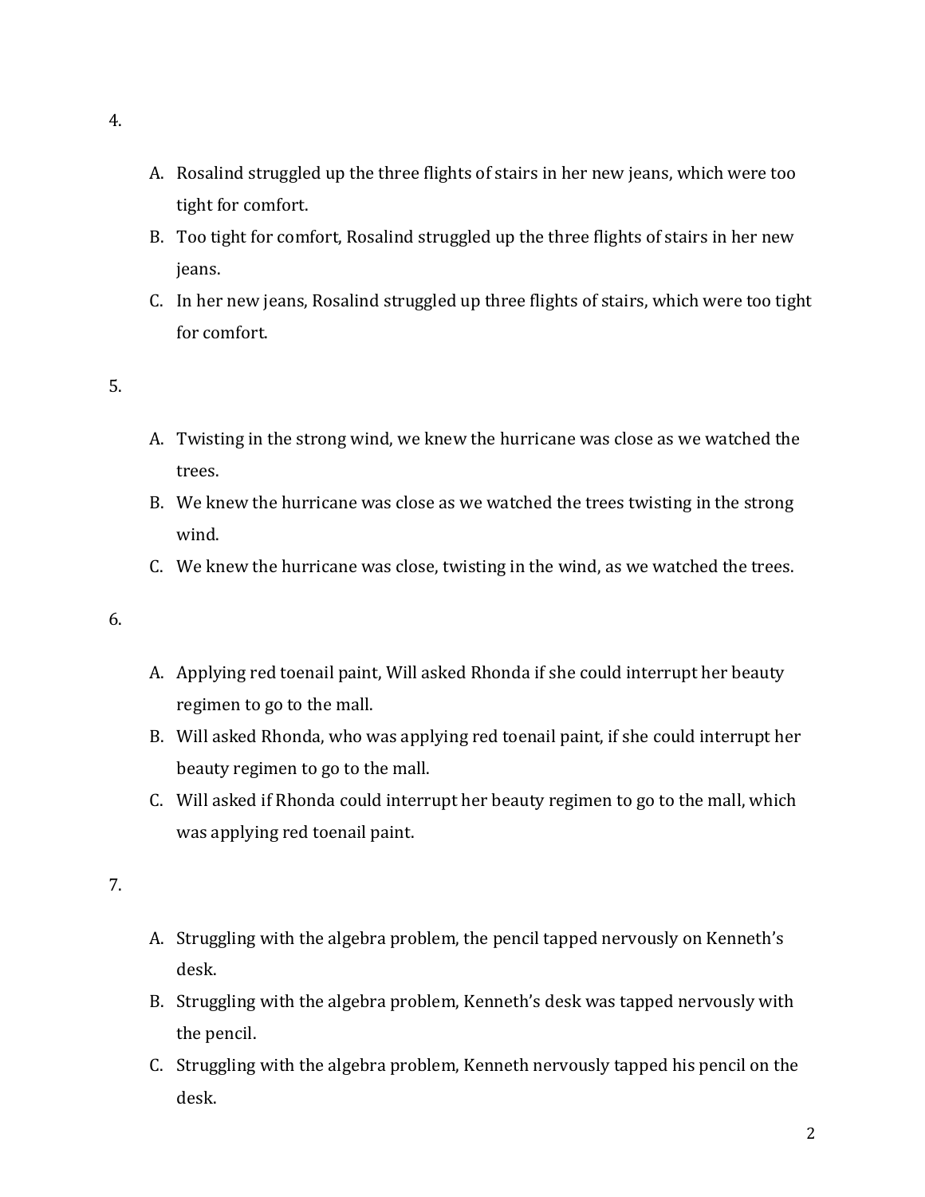4.

A. Rosalind struggled up the three flights of stairs in her new jeans, which were too tight for comfort.
B. Too tight for comfort, Rosalind struggled up the three flights of stairs in her new jeans.
C. In her new jeans, Rosalind struggled up three flights of stairs, which were too tight for comfort.

5.

A. Twisting in the strong wind, we knew the hurricane was close as we watched the trees.
B. We knew the hurricane was close as we watched the trees twisting in the strong wind.
C. We knew the hurricane was close, twisting in the wind, as we watched the trees.

6.

A. Applying red toenail paint, Will asked Rhonda if she could interrupt her beauty regimen to go to the mall.
B. Will asked Rhonda, who was applying red toenail paint, if she could interrupt her beauty regimen to go to the mall.
C. Will asked if Rhonda could interrupt her beauty regimen to go to the mall, which was applying red toenail paint.

7.

A. Struggling with the algebra problem, the pencil tapped nervously on Kenneth's desk.
B. Struggling with the algebra problem, Kenneth's desk was tapped nervously with the pencil.
C. Struggling with the algebra problem, Kenneth nervously tapped his pencil on the desk.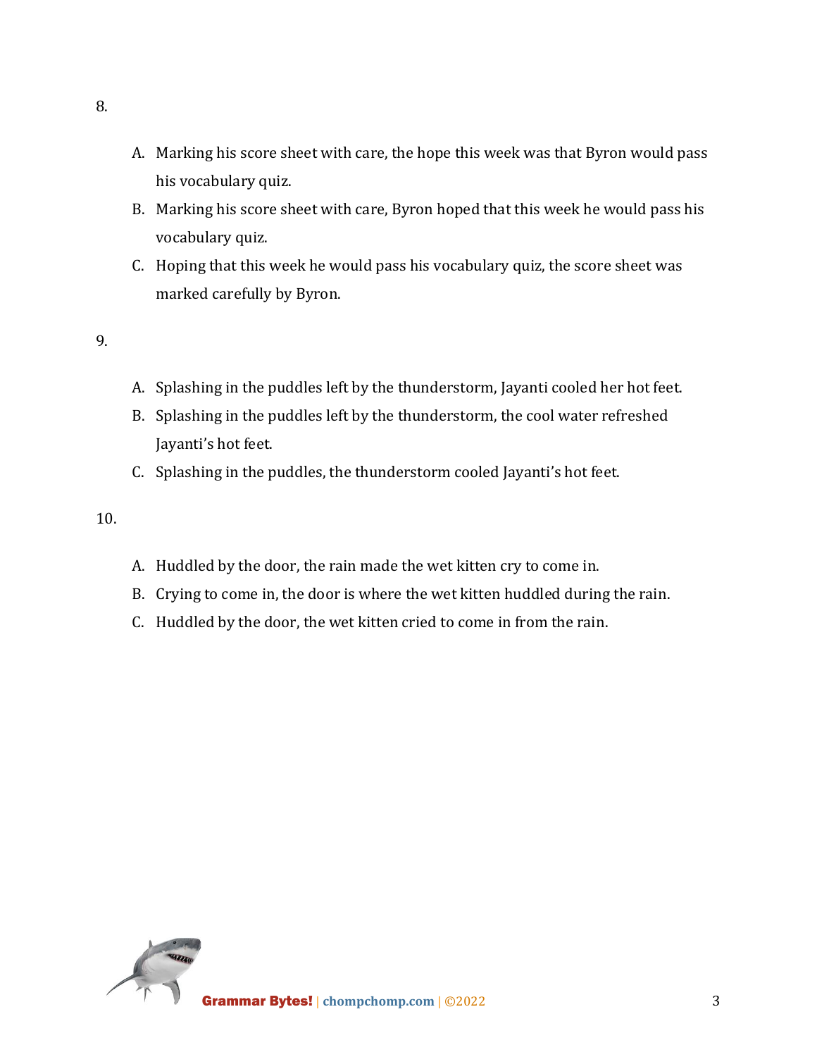8.

A. Marking his score sheet with care, the hope this week was that Byron would pass his vocabulary quiz.
B. Marking his score sheet with care, Byron hoped that this week he would pass his vocabulary quiz.
C. Hoping that this week he would pass his vocabulary quiz, the score sheet was marked carefully by Byron.

9.

A. Splashing in the puddles left by the thunderstorm, Jayanti cooled her hot feet.
B. Splashing in the puddles left by the thunderstorm, the cool water refreshed Jayanti's hot feet.
C. Splashing in the puddles, the thunderstorm cooled Jayanti's hot feet.

10.

A. Huddled by the door, the rain made the wet kitten cry to come in.
B. Crying to come in, the door is where the wet kitten huddled during the rain.
C. Huddled by the door, the wet kitten cried to come in from the rain.